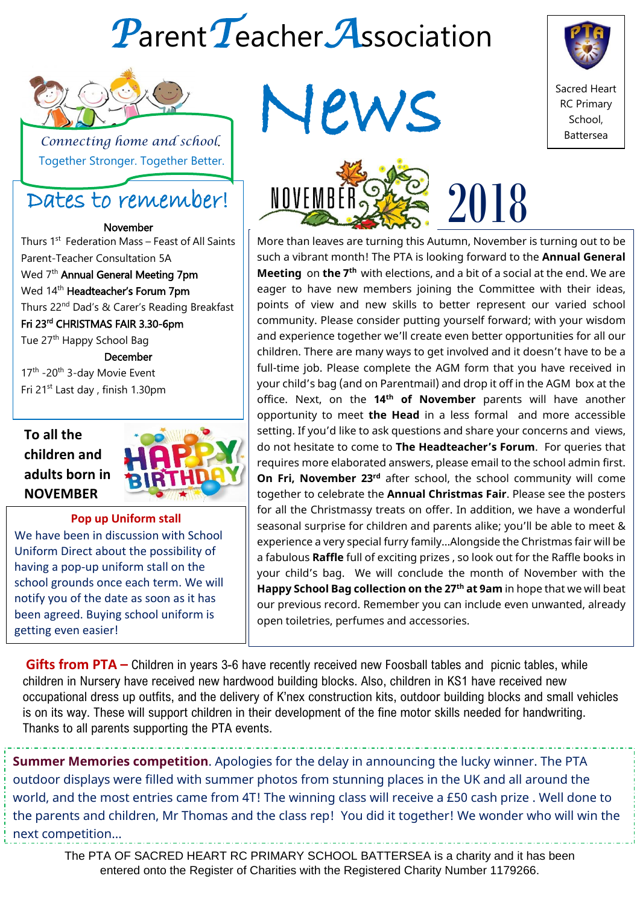# Parent Teacher Association News

Sacred Heart RC Primary School, Battersea

*Connecting home and school.*
Together Stronger. Together Better.

## Dates to remember!

**November**

Thurs 1st Federation Mass – Feast of All Saints
Parent-Teacher Consultation 5A
Wed 7th **Annual General Meeting 7pm**
Wed 14th **Headteacher's Forum 7pm**
Thurs 22nd Dad's & Carer's Reading Breakfast
**Fri 23rd CHRISTMAS FAIR 3.30-6pm**
Tue 27th Happy School Bag

**December**

17th -20th 3-day Movie Event
Fri 21st Last day , finish 1.30pm

**To all the children and adults born in NOVEMBER**

HAPPY BIRTHDAY

### Pop up Uniform stall

We have been in discussion with School Uniform Direct about the possibility of having a pop-up uniform stall on the school grounds once each term. We will notify you of the date as soon as it has been agreed. Buying school uniform is getting even easier!

## NOVEMBER 2018

More than leaves are turning this Autumn, November is turning out to be such a vibrant month! The PTA is looking forward to the **Annual General Meeting** on **the 7th** with elections, and a bit of a social at the end. We are eager to have new members joining the Committee with their ideas, points of view and new skills to better represent our varied school community. Please consider putting yourself forward; with your wisdom and experience together we'll create even better opportunities for all our children. There are many ways to get involved and it doesn't have to be a full-time job. Please complete the AGM form that you have received in your child's bag (and on Parentmail) and drop it off in the AGM box at the office. Next, on the **14th of November** parents will have another opportunity to meet **the Head** in a less formal and more accessible setting. If you'd like to ask questions and share your concerns and views, do not hesitate to come to **The Headteacher's Forum**. For queries that requires more elaborated answers, please email to the school admin first. **On Fri, November 23rd** after school, the school community will come together to celebrate the **Annual Christmas Fair**. Please see the posters for all the Christmassy treats on offer. In addition, we have a wonderful seasonal surprise for children and parents alike; you'll be able to meet & experience a very special furry family...Alongside the Christmas fair will be a fabulous **Raffle** full of exciting prizes , so look out for the Raffle books in your child's bag. We will conclude the month of November with the **Happy School Bag collection on the 27th at 9am** in hope that we will beat our previous record. Remember you can include even unwanted, already open toiletries, perfumes and accessories.

**Gifts from PTA –** Children in years 3-6 have recently received new Foosball tables and picnic tables, while children in Nursery have received new hardwood building blocks. Also, children in KS1 have received new occupational dress up outfits, and the delivery of K'nex construction kits, outdoor building blocks and small vehicles is on its way. These will support children in their development of the fine motor skills needed for handwriting. Thanks to all parents supporting the PTA events.

**Summer Memories competition**. Apologies for the delay in announcing the lucky winner. The PTA outdoor displays were filled with summer photos from stunning places in the UK and all around the world, and the most entries came from 4T! The winning class will receive a £50 cash prize . Well done to the parents and children, Mr Thomas and the class rep! You did it together! We wonder who will win the next competition...

The PTA OF SACRED HEART RC PRIMARY SCHOOL BATTERSEA is a charity and it has been entered onto the Register of Charities with the Registered Charity Number 1179266.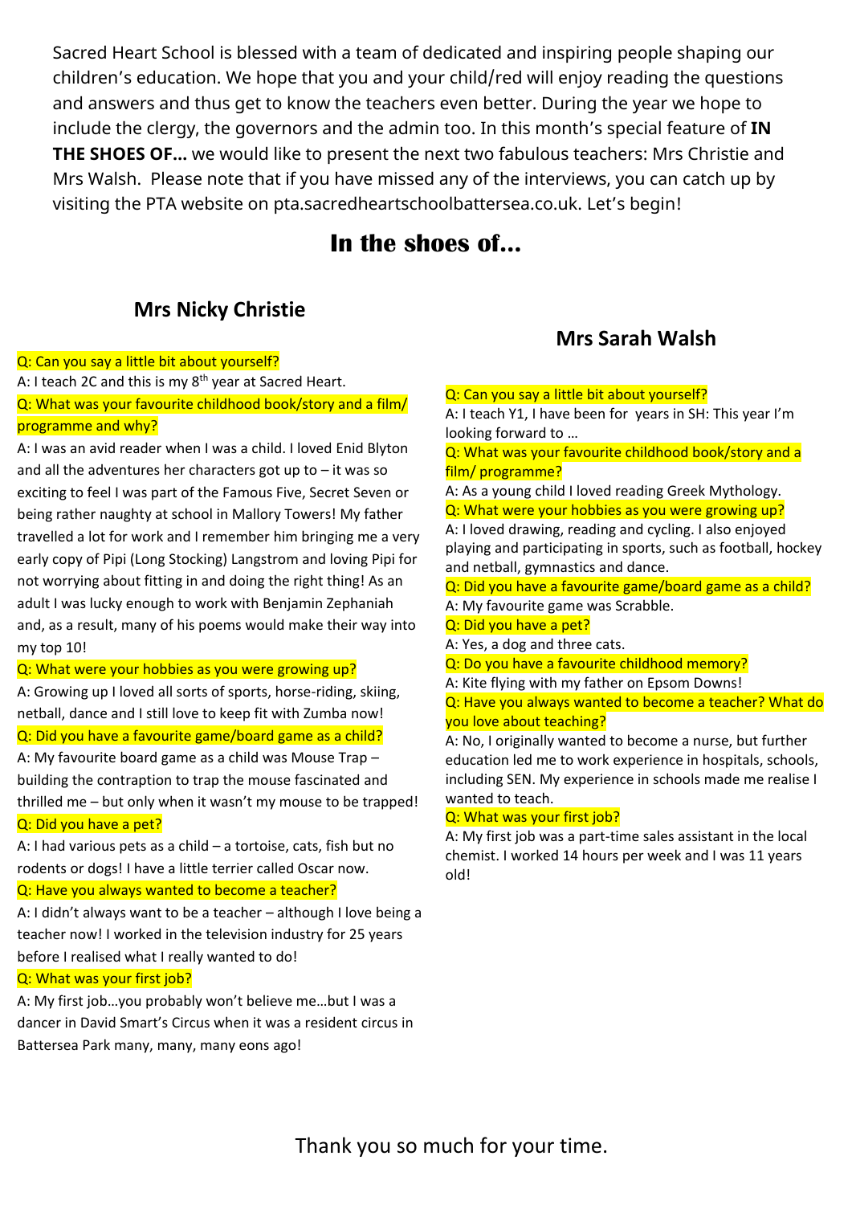Sacred Heart School is blessed with a team of dedicated and inspiring people shaping our children's education. We hope that you and your child/red will enjoy reading the questions and answers and thus get to know the teachers even better. During the year we hope to include the clergy, the governors and the admin too. In this month's special feature of **IN THE SHOES OF…** we would like to present the next two fabulous teachers: Mrs Christie and Mrs Walsh. Please note that if you have missed any of the interviews, you can catch up by visiting the PTA website on pta.sacredheartschoolbattersea.co.uk. Let's begin!

# In the shoes of…

## Mrs Nicky Christie

Q: Can you say a little bit about yourself?

A: I teach 2C and this is my 8th year at Sacred Heart.

Q: What was your favourite childhood book/story and a film/ programme and why?

A: I was an avid reader when I was a child. I loved Enid Blyton and all the adventures her characters got up to – it was so exciting to feel I was part of the Famous Five, Secret Seven or being rather naughty at school in Mallory Towers! My father travelled a lot for work and I remember him bringing me a very early copy of Pipi (Long Stocking) Langstrom and loving Pipi for not worrying about fitting in and doing the right thing! As an adult I was lucky enough to work with Benjamin Zephaniah and, as a result, many of his poems would make their way into my top 10!

Q: What were your hobbies as you were growing up?

A: Growing up I loved all sorts of sports, horse-riding, skiing, netball, dance and I still love to keep fit with Zumba now!

Q: Did you have a favourite game/board game as a child?

A: My favourite board game as a child was Mouse Trap – building the contraption to trap the mouse fascinated and thrilled me – but only when it wasn't my mouse to be trapped!

Q: Did you have a pet?

A: I had various pets as a child – a tortoise, cats, fish but no rodents or dogs! I have a little terrier called Oscar now.

Q: Have you always wanted to become a teacher?

A: I didn't always want to be a teacher – although I love being a teacher now! I worked in the television industry for 25 years before I realised what I really wanted to do!

Q: What was your first job?

A: My first job…you probably won't believe me…but I was a dancer in David Smart's Circus when it was a resident circus in Battersea Park many, many, many eons ago!

## Mrs Sarah Walsh

Q: Can you say a little bit about yourself?

A: I teach Y1, I have been for years in SH: This year I'm looking forward to …

Q: What was your favourite childhood book/story and a film/ programme?

A: As a young child I loved reading Greek Mythology.

Q: What were your hobbies as you were growing up?

A: I loved drawing, reading and cycling. I also enjoyed playing and participating in sports, such as football, hockey and netball, gymnastics and dance.

Q: Did you have a favourite game/board game as a child?

A: My favourite game was Scrabble.

Q: Did you have a pet?

A: Yes, a dog and three cats.

Q: Do you have a favourite childhood memory?

A: Kite flying with my father on Epsom Downs!

Q: Have you always wanted to become a teacher? What do you love about teaching?

A: No, I originally wanted to become a nurse, but further education led me to work experience in hospitals, schools, including SEN. My experience in schools made me realise I wanted to teach.

Q: What was your first job?

A: My first job was a part-time sales assistant in the local chemist. I worked 14 hours per week and I was 11 years old!

Thank you so much for your time.